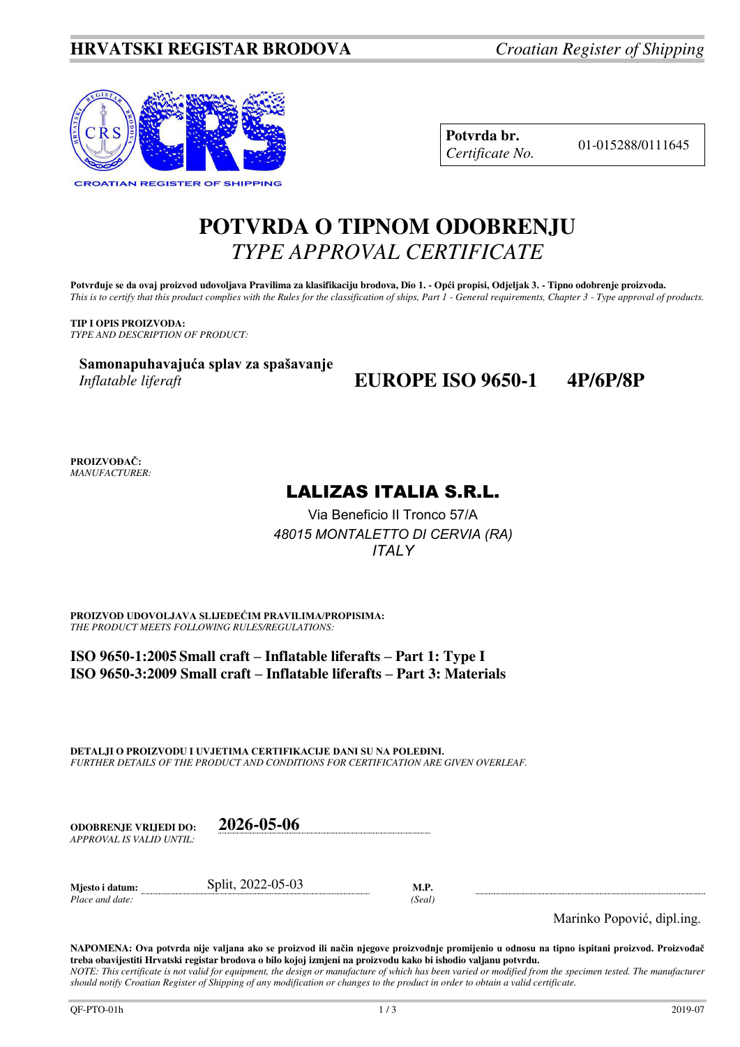**HRVATSKI REGISTAR BRODOVA** *Croatian Register of Shipping*

CROATIAN REGISTER OF SHIPPING

| **Potvrda br.** *Certificate No.* | 01-015288/0111645 |
|---|---|

# POTVRDA O TIPNOM ODOBRENJU
# *TYPE APPROVAL CERTIFICATE*

**Potvrđuje se da ovaj proizvod udovoljava Pravilima za klasifikaciju brodova, Dio 1. - Opći propisi, Odjeljak 3. - Tipno odobrenje proizvoda.**
*This is to certify that this product complies with the Rules for the classification of ships, Part 1 - General requirements, Chapter 3 - Type approval of products.*

**TIP I OPIS PROIZVODA:**
*TYPE AND DESCRIPTION OF PRODUCT:*

**Samonapuhavajuća splav za spašavanje**
*Inflatable liferaft*

**EUROPE ISO 9650-1 4P/6P/8P**

**PROIZVOĐAČ:**
*MANUFACTURER:*

**LALIZAS ITALIA S.R.L.**

Via Beneficio II Tronco 57/A
*48015 MONTALETTO DI CERVIA (RA)*
*ITALY*

**PROIZVOD UDOVOLJAVA SLIJEDEĆIM PRAVILIMA/PROPISIMA:**
*THE PRODUCT MEETS FOLLOWING RULES/REGULATIONS:*

**ISO 9650-1:2005 Small craft – Inflatable liferafts – Part 1: Type I**
**ISO 9650-3:2009 Small craft – Inflatable liferafts – Part 3: Materials**

**DETALJI O PROIZVODU I UVJETIMA CERTIFIKACIJE DANI SU NA POLEĐINI.**
*FURTHER DETAILS OF THE PRODUCT AND CONDITIONS FOR CERTIFICATION ARE GIVEN OVERLEAF.*

**ODOBRENJE VRIJEDI DO:** *APPROVAL IS VALID UNTIL:* **2026-05-06**

**Mjesto i datum:** *Place and date:* Split, 2022-05-03

**M.P.** *(Seal)*

Marinko Popović, dipl.ing.

**NAPOMENA: Ova potvrda nije valjana ako se proizvod ili način njegove proizvodnje promijenio u odnosu na tipno ispitani proizvod. Proizvođač treba obavijestiti Hrvatski registar brodova o bilo kojoj izmjeni na proizvodu kako bi ishodio valjanu potvrdu.**
*NOTE: This certificate is not valid for equipment, the design or manufacture of which has been varied or modified from the specimen tested. The manufacturer should notify Croatian Register of Shipping of any modification or changes to the product in order to obtain a valid certificate.*

QF-PTO-01h 2019-07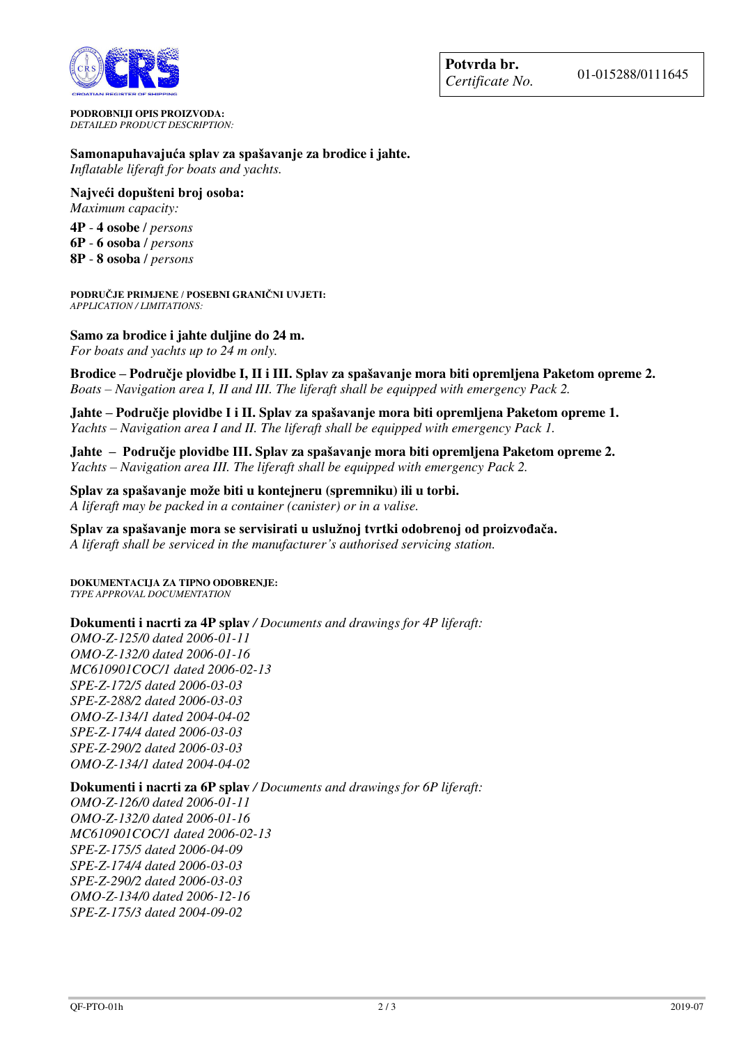| **Potvrda br.** *Certificate No.* | 01-015288/0111645 |
| --- | --- |

**PODROBNIJI OPIS PROIZVODA:**
*DETAILED PRODUCT DESCRIPTION:*

**Samonapuhavajuća splav za spašavanje za brodice i jahte.**
*Inflatable liferaft for boats and yachts.*

**Najveći dopušteni broj osoba:**
*Maximum capacity:*

**4P** - **4 osobe** / *persons*
**6P** - **6 osoba** / *persons*
**8P** - **8 osoba** / *persons*

**PODRUČJE PRIMJENE / POSEBNI GRANIČNI UVJETI:**
*APPLICATION / LIMITATIONS:*

**Samo za brodice i jahte duljine do 24 m.**
*For boats and yachts up to 24 m only.*

**Brodice – Područje plovidbe I, II i III. Splav za spašavanje mora biti opremljena Paketom opreme 2.**
*Boats – Navigation area I, II and III. The liferaft shall be equipped with emergency Pack 2.*

**Jahte – Područje plovidbe I i II. Splav za spašavanje mora biti opremljena Paketom opreme 1.**
*Yachts – Navigation area I and II. The liferaft shall be equipped with emergency Pack 1.*

**Jahte – Područje plovidbe III. Splav za spašavanje mora biti opremljena Paketom opreme 2.**
*Yachts – Navigation area III. The liferaft shall be equipped with emergency Pack 2.*

**Splav za spašavanje može biti u kontejneru (spremniku) ili u torbi.**
*A liferaft may be packed in a container (canister) or in a valise.*

**Splav za spašavanje mora se servisirati u uslužnoj tvrtki odobrenoj od proizvođača.**
*A liferaft shall be serviced in the manufacturer's authorised servicing station.*

**DOKUMENTACIJA ZA TIPNO ODOBRENJE:**
*TYPE APPROVAL DOCUMENTATION*

**Dokumenti i nacrti za 4P splav** */ Documents and drawings for 4P liferaft:*
*OMO-Z-125/0 dated 2006-01-11*
*OMO-Z-132/0 dated 2006-01-16*
*MC610901COC/1 dated 2006-02-13*
*SPE-Z-172/5 dated 2006-03-03*
*SPE-Z-288/2 dated 2006-03-03*
*OMO-Z-134/1 dated 2004-04-02*
*SPE-Z-174/4 dated 2006-03-03*
*SPE-Z-290/2 dated 2006-03-03*
*OMO-Z-134/1 dated 2004-04-02*

**Dokumenti i nacrti za 6P splav** */ Documents and drawings for 6P liferaft:*
*OMO-Z-126/0 dated 2006-01-11*
*OMO-Z-132/0 dated 2006-01-16*
*MC610901COC/1 dated 2006-02-13*
*SPE-Z-175/5 dated 2006-04-09*
*SPE-Z-174/4 dated 2006-03-03*
*SPE-Z-290/2 dated 2006-03-03*
*OMO-Z-134/0 dated 2006-12-16*
*SPE-Z-175/3 dated 2004-09-02*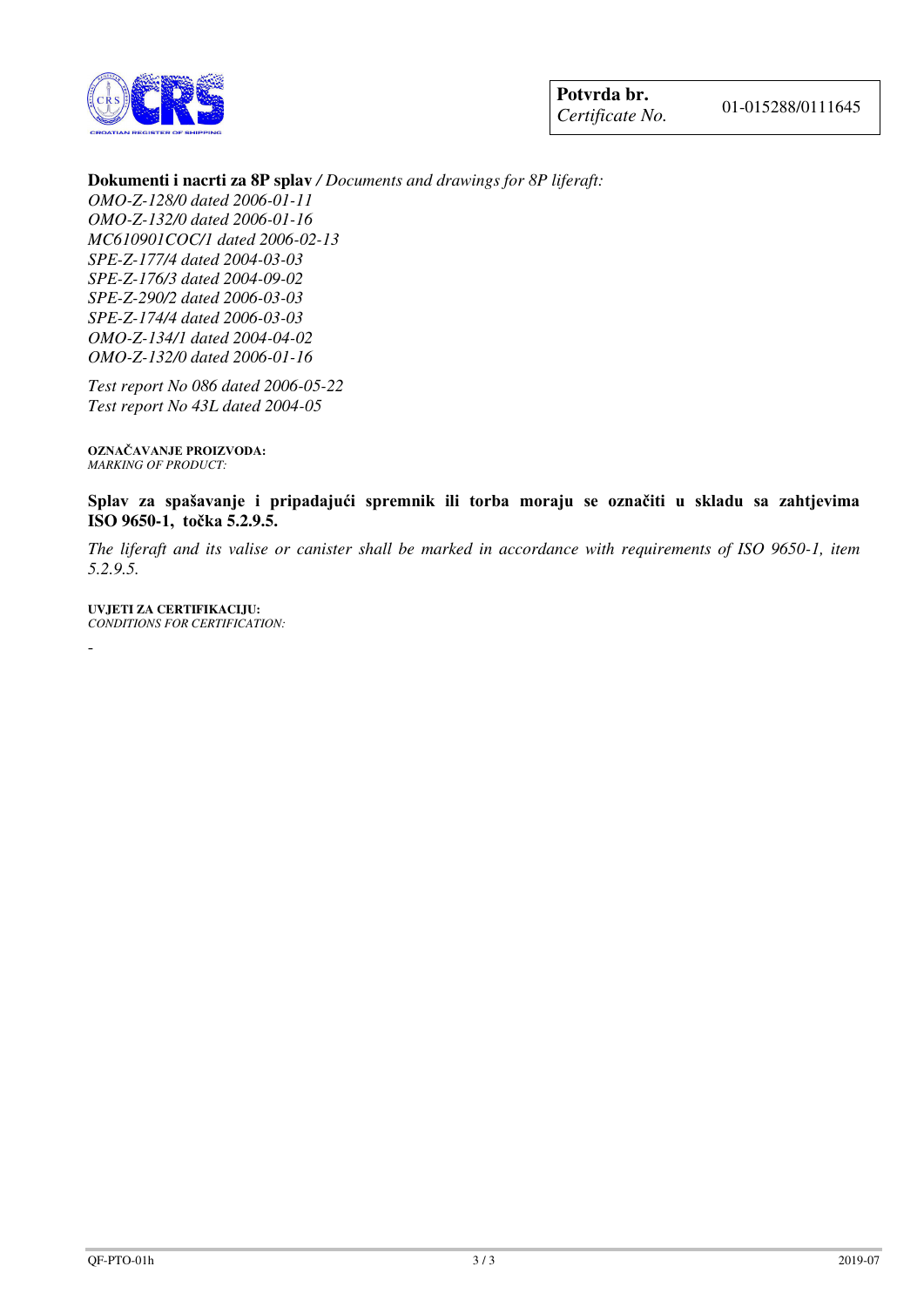**Potvrda br.** 01-015288/0111645
*Certificate No.*

**Dokumenti i nacrti za 8P splav** */ Documents and drawings for 8P liferaft:*
*OMO-Z-128/0 dated 2006-01-11*
*OMO-Z-132/0 dated 2006-01-16*
*MC610901COC/1 dated 2006-02-13*
*SPE-Z-177/4 dated 2004-03-03*
*SPE-Z-176/3 dated 2004-09-02*
*SPE-Z-290/2 dated 2006-03-03*
*SPE-Z-174/4 dated 2006-03-03*
*OMO-Z-134/1 dated 2004-04-02*
*OMO-Z-132/0 dated 2006-01-16*

*Test report No 086 dated 2006-05-22*
*Test report No 43L dated 2004-05*

**OZNAČAVANJE PROIZVODA:**
*MARKING OF PRODUCT:*

**Splav za spašavanje i pripadajući spremnik ili torba moraju se označiti u skladu sa zahtjevima ISO 9650-1, točka 5.2.9.5.**

*The liferaft and its valise or canister shall be marked in accordance with requirements of ISO 9650-1, item 5.2.9.5.*

**UVJETI ZA CERTIFIKACIJU:**
*CONDITIONS FOR CERTIFICATION:*

-